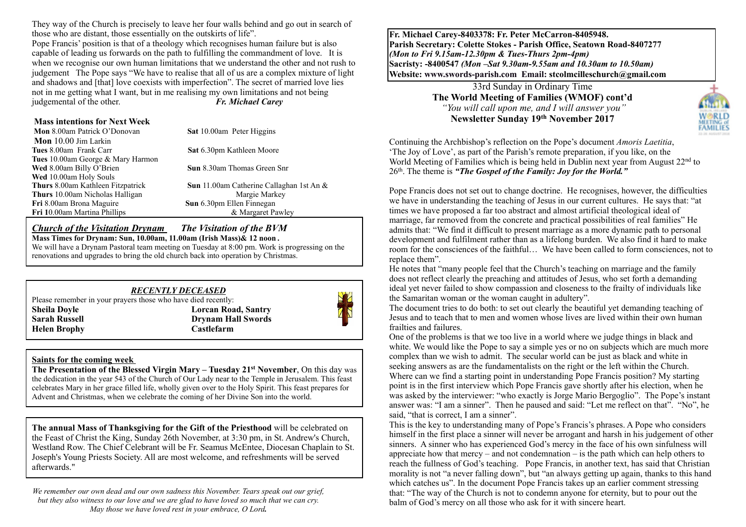They way of the Church is precisely to leave her four walls behind and go out in search of those who are distant, those essentially on the outskirts of life".

Pope Francis' position is that of a theology which recognises human failure but is also capable of leading us forwards on the path to fulfilling the commandment of love. It is when we recognise our own human limitations that we understand the other and not rush to judgement The Pope says "We have to realise that all of us are a complex mixture of light and shadows and [that] love coexists with imperfection". The secret of married love lies not in me getting what I want, but in me realising my own limitations and not being judgemental of the other. ***Fr. Michael Carey***

**Mass intentions for Next Week**

| | |
|---|---|
| **Mon** 8.00am Patrick O'Donovan | **Sat** 10.00am Peter Higgins |
| **Mon** 10.00 Jim Larkin | |
| **Tues** 8.00am Frank Carr | **Sat** 6.30pm Kathleen Moore |
| **Tues** 10.00am George & Mary Harmon | |
| **Wed** 8.00am Billy O'Brien | **Sun** 8.30am Thomas Green Snr |
| **Wed** 10.00am Holy Souls | |
| **Thurs** 8.00am Kathleen Fitzpatrick | **Sun** 11.00am Catherine Callaghan 1st An & Margie Markey |
| **Thurs** 10.00am Nicholas Halligan | |
| **Fri** 8.00am Brona Maguire | **Sun** 6.30pm Ellen Finnegan & Margaret Pawley |
| **Fri 1**0.00am Martina Phillips | |

***Church of the Visitation Drynam*** ***The Visitation of the BVM***

**Mass Times for Drynam: Sun, 10.00am, 11.00am (Irish Mass)& 12 noon .**

We will have a Drynam Pastoral team meeting on Tuesday at 8:00 pm. Work is progressing on the renovations and upgrades to bring the old church back into operation by Christmas.

***RECENTLY DECEASED***

Please remember in your prayers those who have died recently:

| | |
|---|---|
| **Sheila Doyle** | **Lorcan Road, Santry** |
| **Sarah Russell** | **Drynam Hall Swords** |
| **Helen Brophy** | **Castlefarm** |

**Saints for the coming week**

**The Presentation of the Blessed Virgin Mary – Tuesday 21st November**, On this day was the dedication in the year 543 of the Church of Our Lady near to the Temple in Jerusalem. This feast celebrates Mary in her grace filled life, wholly given over to the Holy Spirit. This feast prepares for Advent and Christmas, when we celebrate the coming of her Divine Son into the world.

**The annual Mass of Thanksgiving for the Gift of the Priesthood** will be celebrated on the Feast of Christ the King, Sunday 26th November, at 3:30 pm, in St. Andrew's Church, Westland Row. The Chief Celebrant will be Fr. Seamus McEntee, Diocesan Chaplain to St. Joseph's Young Priests Society. All are most welcome, and refreshments will be served afterwards."

*We remember our own dead and our own sadness this November. Tears speak out our grief, but they also witness to our love and we are glad to have loved so much that we can cry. May those we have loved rest in your embrace, O Lord.*

**Fr. Michael Carey-8403378: Fr. Peter McCarron-8405948.**
**Parish Secretary: Colette Stokes - Parish Office, Seatown Road-8407277**
***(Mon to Fri 9.15am-12.30pm & Tues-Thurs 2pm-4pm)***
**Sacristy: -8400547** ***(Mon –Sat 9.30am-9.55am and 10.30am to 10.50am)***
**Website: www.swords-parish.com Email: stcolmcilleschurch@gmail.com**

33rd Sunday in Ordinary Time

**The World Meeting of Families (WMOF) cont'd**

*"You will call upon me, and I will answer you"*

**Newsletter Sunday 19th November 2017**

Continuing the Archbishop's reflection on the Pope's document *Amoris Laetitia*, 'The Joy of Love', as part of the Parish's remote preparation, if you like, on the World Meeting of Families which is being held in Dublin next year from August 22nd to 26th. The theme is ***"The Gospel of the Family: Joy for the World."***

Pope Francis does not set out to change doctrine. He recognises, however, the difficulties we have in understanding the teaching of Jesus in our current cultures. He says that: "at times we have proposed a far too abstract and almost artificial theological ideal of marriage, far removed from the concrete and practical possibilities of real families" He admits that: "We find it difficult to present marriage as a more dynamic path to personal development and fulfilment rather than as a lifelong burden. We also find it hard to make room for the consciences of the faithful… We have been called to form consciences, not to replace them".

He notes that "many people feel that the Church's teaching on marriage and the family does not reflect clearly the preaching and attitudes of Jesus, who set forth a demanding ideal yet never failed to show compassion and closeness to the frailty of individuals like the Samaritan woman or the woman caught in adultery".

The document tries to do both: to set out clearly the beautiful yet demanding teaching of Jesus and to teach that to men and women whose lives are lived within their own human frailties and failures.

One of the problems is that we too live in a world where we judge things in black and white. We would like the Pope to say a simple yes or no on subjects which are much more complex than we wish to admit. The secular world can be just as black and white in seeking answers as are the fundamentalists on the right or the left within the Church. Where can we find a starting point in understanding Pope Francis position? My starting point is in the first interview which Pope Francis gave shortly after his election, when he was asked by the interviewer: "who exactly is Jorge Mario Bergoglio". The Pope's instant answer was: "I am a sinner". Then he paused and said: "Let me reflect on that". "No", he said, "that is correct, I am a sinner".

This is the key to understanding many of Pope's Francis's phrases. A Pope who considers himself in the first place a sinner will never be arrogant and harsh in his judgement of other sinners. A sinner who has experienced God's mercy in the face of his own sinfulness will appreciate how that mercy – and not condemnation – is the path which can help others to reach the fullness of God's teaching. Pope Francis, in another text, has said that Christian morality is not "a never falling down", but "an always getting up again, thanks to this hand which catches us". In the document Pope Francis takes up an earlier comment stressing that: "The way of the Church is not to condemn anyone for eternity, but to pour out the balm of God's mercy on all those who ask for it with sincere heart.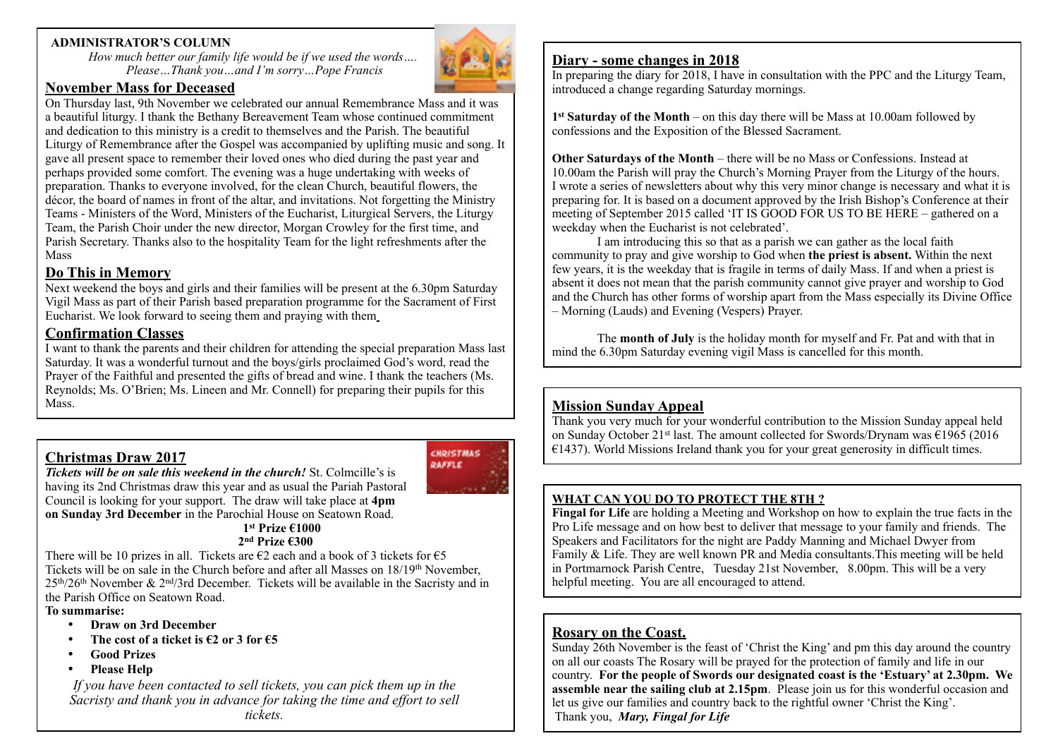**ADMINISTRATOR'S COLUMN**

*How much better our family life would be if we used the words…. Please…Thank you…and I'm sorry…Pope Francis*

## November Mass for Deceased

On Thursday last, 9th November we celebrated our annual Remembrance Mass and it was a beautiful liturgy. I thank the Bethany Bereavement Team whose continued commitment and dedication to this ministry is a credit to themselves and the Parish. The beautiful Liturgy of Remembrance after the Gospel was accompanied by uplifting music and song. It gave all present space to remember their loved ones who died during the past year and perhaps provided some comfort. The evening was a huge undertaking with weeks of preparation. Thanks to everyone involved, for the clean Church, beautiful flowers, the décor, the board of names in front of the altar, and invitations. Not forgetting the Ministry Teams - Ministers of the Word, Ministers of the Eucharist, Liturgical Servers, the Liturgy Team, the Parish Choir under the new director, Morgan Crowley for the first time, and Parish Secretary. Thanks also to the hospitality Team for the light refreshments after the Mass

## Do This in Memory

Next weekend the boys and girls and their families will be present at the 6.30pm Saturday Vigil Mass as part of their Parish based preparation programme for the Sacrament of First Eucharist. We look forward to seeing them and praying with them.

## Confirmation Classes

I want to thank the parents and their children for attending the special preparation Mass last Saturday. It was a wonderful turnout and the boys/girls proclaimed God's word, read the Prayer of the Faithful and presented the gifts of bread and wine. I thank the teachers (Ms. Reynolds; Ms. O'Brien; Ms. Lineen and Mr. Connell) for preparing their pupils for this Mass.

## Christmas Draw 2017

***Tickets will be on sale this weekend in the church!*** St. Colmcille's is having its 2nd Christmas draw this year and as usual the Pariah Pastoral Council is looking for your support. The draw will take place at **4pm on Sunday 3rd December** in the Parochial House on Seatown Road.

**1st Prize €1000**

**2nd Prize €300**

There will be 10 prizes in all. Tickets are €2 each and a book of 3 tickets for €5 Tickets will be on sale in the Church before and after all Masses on 18/19th November, 25th/26th November & 2nd/3rd December. Tickets will be available in the Sacristy and in the Parish Office on Seatown Road.

**To summarise:**

- **Draw on 3rd December**
- **The cost of a ticket is €2 or 3 for €5**
- **Good Prizes**
- **Please Help**

*If you have been contacted to sell tickets, you can pick them up in the Sacristy and thank you in advance for taking the time and effort to sell tickets.*

## Diary - some changes in 2018

In preparing the diary for 2018, I have in consultation with the PPC and the Liturgy Team, introduced a change regarding Saturday mornings.

**1st Saturday of the Month** – on this day there will be Mass at 10.00am followed by confessions and the Exposition of the Blessed Sacrament.

**Other Saturdays of the Month** – there will be no Mass or Confessions. Instead at 10.00am the Parish will pray the Church's Morning Prayer from the Liturgy of the hours. I wrote a series of newsletters about why this very minor change is necessary and what it is preparing for. It is based on a document approved by the Irish Bishop's Conference at their meeting of September 2015 called 'IT IS GOOD FOR US TO BE HERE – gathered on a weekday when the Eucharist is not celebrated'.

I am introducing this so that as a parish we can gather as the local faith community to pray and give worship to God when **the priest is absent.** Within the next few years, it is the weekday that is fragile in terms of daily Mass. If and when a priest is absent it does not mean that the parish community cannot give prayer and worship to God and the Church has other forms of worship apart from the Mass especially its Divine Office – Morning (Lauds) and Evening (Vespers) Prayer.

The **month of July** is the holiday month for myself and Fr. Pat and with that in mind the 6.30pm Saturday evening vigil Mass is cancelled for this month.

## Mission Sunday Appeal

Thank you very much for your wonderful contribution to the Mission Sunday appeal held on Sunday October 21st last. The amount collected for Swords/Drynam was €1965 (2016 €1437). World Missions Ireland thank you for your great generosity in difficult times.

## WHAT CAN YOU DO TO PROTECT THE 8TH ?

**Fingal for Life** are holding a Meeting and Workshop on how to explain the true facts in the Pro Life message and on how best to deliver that message to your family and friends. The Speakers and Facilitators for the night are Paddy Manning and Michael Dwyer from Family & Life. They are well known PR and Media consultants.This meeting will be held in Portmarnock Parish Centre, Tuesday 21st November, 8.00pm. This will be a very helpful meeting. You are all encouraged to attend.

## Rosary on the Coast.

Sunday 26th November is the feast of 'Christ the King' and pm this day around the country on all our coasts The Rosary will be prayed for the protection of family and life in our country. **For the people of Swords our designated coast is the 'Estuary' at 2.30pm. We assemble near the sailing club at 2.15pm**. Please join us for this wonderful occasion and let us give our families and country back to the rightful owner 'Christ the King'.

Thank you, ***Mary, Fingal for Life***